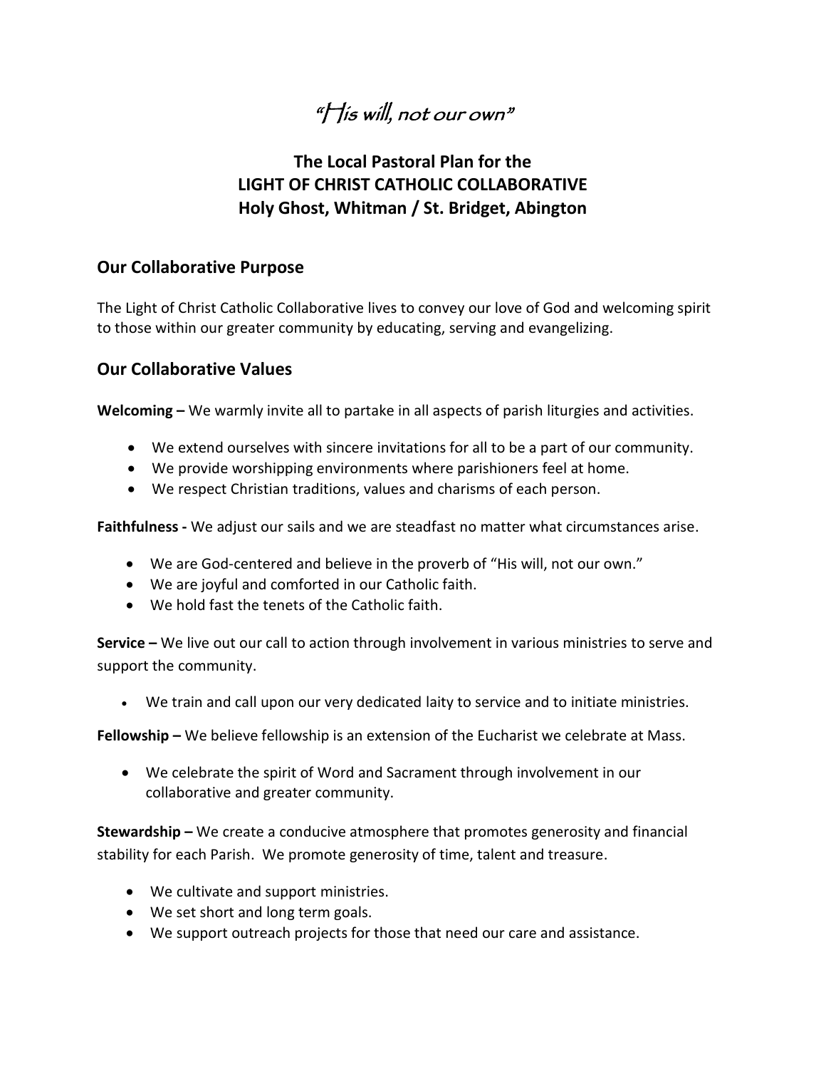*"His will, not our own"*

# The Local Pastoral Plan for the LIGHT OF CHRIST CATHOLIC COLLABORATIVE Holy Ghost, Whitman / St. Bridget, Abington

## Our Collaborative Purpose

The Light of Christ Catholic Collaborative lives to convey our love of God and welcoming spirit to those within our greater community by educating, serving and evangelizing.

## Our Collaborative Values

**Welcoming –** We warmly invite all to partake in all aspects of parish liturgies and activities.

- We extend ourselves with sincere invitations for all to be a part of our community.
- We provide worshipping environments where parishioners feel at home.
- We respect Christian traditions, values and charisms of each person.

**Faithfulness -** We adjust our sails and we are steadfast no matter what circumstances arise.

- We are God-centered and believe in the proverb of "His will, not our own."
- We are joyful and comforted in our Catholic faith.
- We hold fast the tenets of the Catholic faith.

**Service –** We live out our call to action through involvement in various ministries to serve and support the community.

- We train and call upon our very dedicated laity to service and to initiate ministries.

**Fellowship –** We believe fellowship is an extension of the Eucharist we celebrate at Mass.

- We celebrate the spirit of Word and Sacrament through involvement in our collaborative and greater community.

**Stewardship –** We create a conducive atmosphere that promotes generosity and financial stability for each Parish. We promote generosity of time, talent and treasure.

- We cultivate and support ministries.
- We set short and long term goals.
- We support outreach projects for those that need our care and assistance.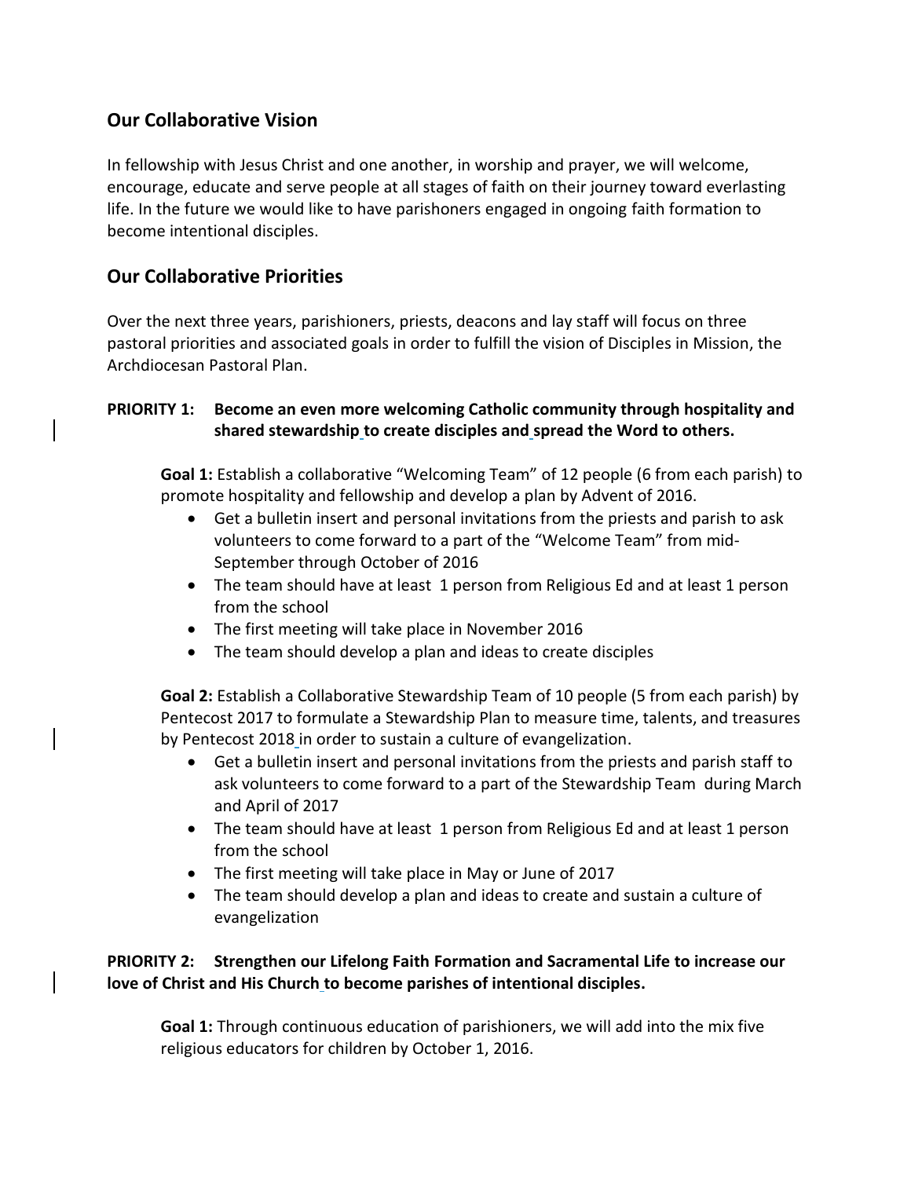## Our Collaborative Vision

In fellowship with Jesus Christ and one another, in worship and prayer, we will welcome, encourage, educate and serve people at all stages of faith on their journey toward everlasting life. In the future we would like to have parishioners engaged in ongoing faith formation to become intentional disciples.

## Our Collaborative Priorities

Over the next three years, parishioners, priests, deacons and lay staff will focus on three pastoral priorities and associated goals in order to fulfill the vision of Disciples in Mission, the Archdiocesan Pastoral Plan.

**PRIORITY 1: Become an even more welcoming Catholic community through hospitality and shared stewardship to create disciples and spread the Word to others.**

**Goal 1:** Establish a collaborative "Welcoming Team" of 12 people (6 from each parish) to promote hospitality and fellowship and develop a plan by Advent of 2016.

- Get a bulletin insert and personal invitations from the priests and parish to ask volunteers to come forward to a part of the "Welcome Team" from mid-September through October of 2016
- The team should have at least 1 person from Religious Ed and at least 1 person from the school
- The first meeting will take place in November 2016
- The team should develop a plan and ideas to create disciples

**Goal 2:** Establish a Collaborative Stewardship Team of 10 people (5 from each parish) by Pentecost 2017 to formulate a Stewardship Plan to measure time, talents, and treasures by Pentecost 2018 in order to sustain a culture of evangelization.

- Get a bulletin insert and personal invitations from the priests and parish staff to ask volunteers to come forward to a part of the Stewardship Team during March and April of 2017
- The team should have at least 1 person from Religious Ed and at least 1 person from the school
- The first meeting will take place in May or June of 2017
- The team should develop a plan and ideas to create and sustain a culture of evangelization

**PRIORITY 2: Strengthen our Lifelong Faith Formation and Sacramental Life to increase our love of Christ and His Church to become parishes of intentional disciples.**

**Goal 1:** Through continuous education of parishioners, we will add into the mix five religious educators for children by October 1, 2016.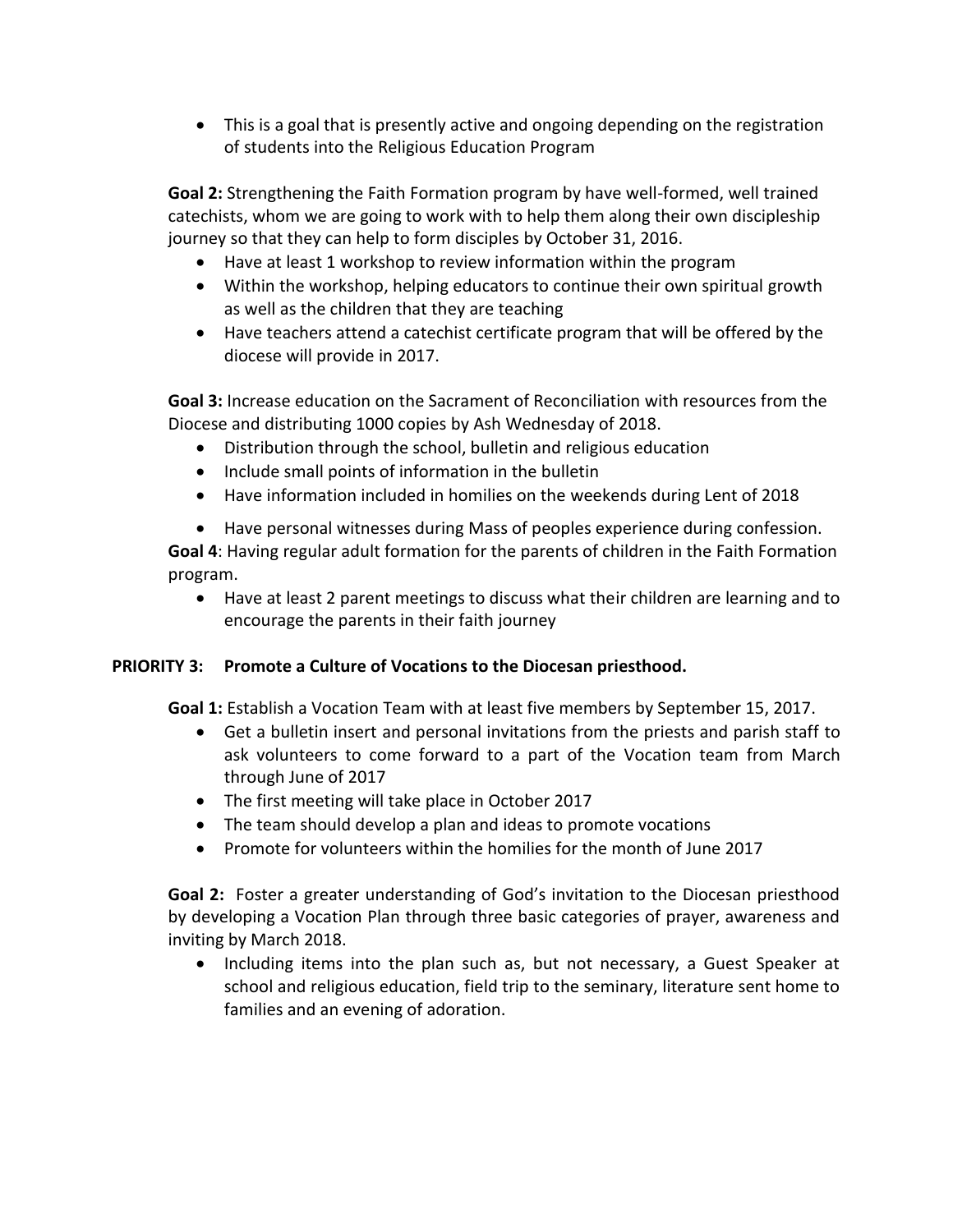- This is a goal that is presently active and ongoing depending on the registration of students into the Religious Education Program

**Goal 2:** Strengthening the Faith Formation program by have well-formed, well trained catechists, whom we are going to work with to help them along their own discipleship journey so that they can help to form disciples by October 31, 2016.

- Have at least 1 workshop to review information within the program
- Within the workshop, helping educators to continue their own spiritual growth as well as the children that they are teaching
- Have teachers attend a catechist certificate program that will be offered by the diocese will provide in 2017.

**Goal 3:** Increase education on the Sacrament of Reconciliation with resources from the Diocese and distributing 1000 copies by Ash Wednesday of 2018.

- Distribution through the school, bulletin and religious education
- Include small points of information in the bulletin
- Have information included in homilies on the weekends during Lent of 2018
- Have personal witnesses during Mass of peoples experience during confession.

**Goal 4**: Having regular adult formation for the parents of children in the Faith Formation program.

- Have at least 2 parent meetings to discuss what their children are learning and to encourage the parents in their faith journey

**PRIORITY 3: Promote a Culture of Vocations to the Diocesan priesthood.**

**Goal 1:** Establish a Vocation Team with at least five members by September 15, 2017.

- Get a bulletin insert and personal invitations from the priests and parish staff to ask volunteers to come forward to a part of the Vocation team from March through June of 2017
- The first meeting will take place in October 2017
- The team should develop a plan and ideas to promote vocations
- Promote for volunteers within the homilies for the month of June 2017

**Goal 2:** Foster a greater understanding of God's invitation to the Diocesan priesthood by developing a Vocation Plan through three basic categories of prayer, awareness and inviting by March 2018.

- Including items into the plan such as, but not necessary, a Guest Speaker at school and religious education, field trip to the seminary, literature sent home to families and an evening of adoration.